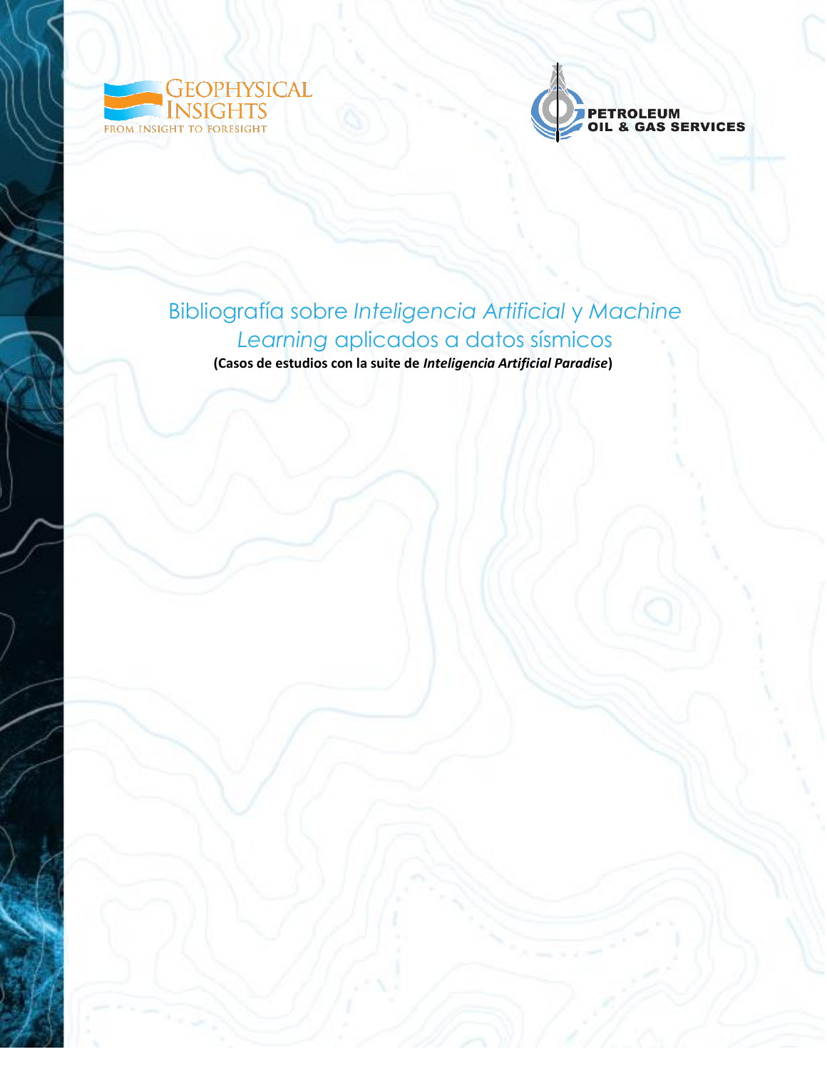GEOPHYSICAL INSIGHTS
FROM INSIGHT TO FORESIGHT

PETROLEUM OIL & GAS SERVICES

# Bibliografía sobre *Inteligencia Artificial* y *Machine Learning* aplicados a datos sísmicos

**(Casos de estudios con la suite de *Inteligencia Artificial Paradise*)**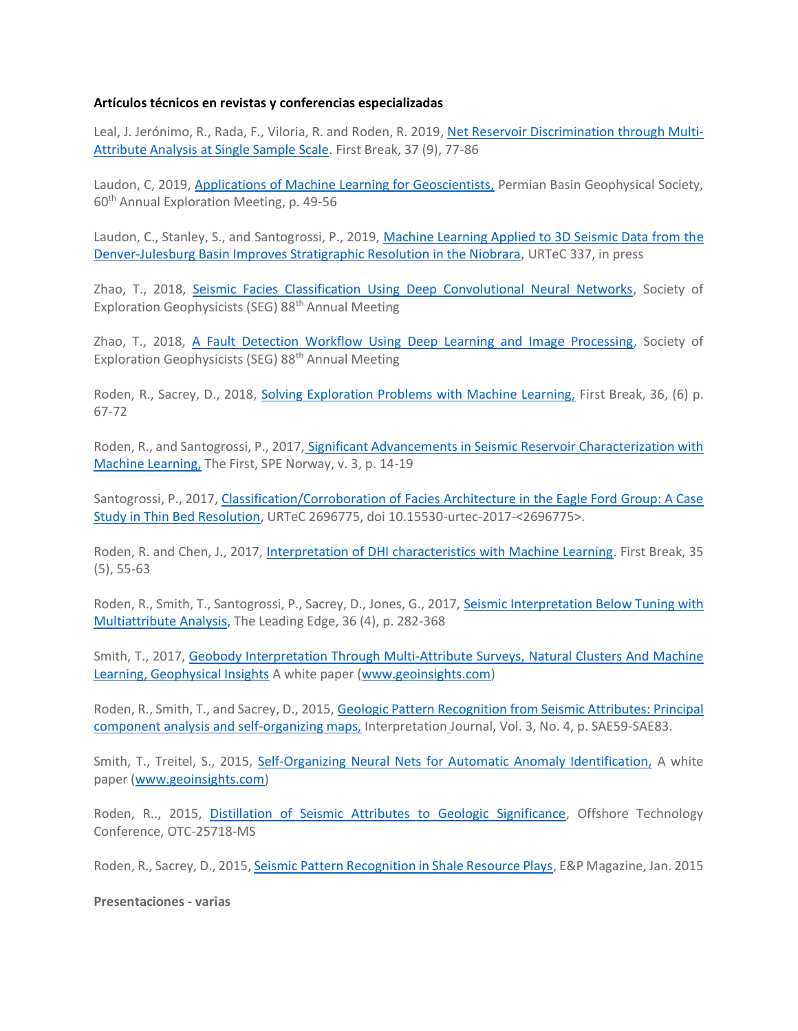**Artículos técnicos en revistas y conferencias especializadas**

Leal, J. Jerónimo, R., Rada, F., Viloria, R. and Roden, R. 2019, Net Reservoir Discrimination through Multi-Attribute Analysis at Single Sample Scale. First Break, 37 (9), 77-86

Laudon, C, 2019, Applications of Machine Learning for Geoscientists, Permian Basin Geophysical Society, 60th Annual Exploration Meeting, p. 49-56

Laudon, C., Stanley, S., and Santogrossi, P., 2019, Machine Learning Applied to 3D Seismic Data from the Denver-Julesburg Basin Improves Stratigraphic Resolution in the Niobrara, URTeC 337, in press

Zhao, T., 2018, Seismic Facies Classification Using Deep Convolutional Neural Networks, Society of Exploration Geophysicists (SEG) 88th Annual Meeting

Zhao, T., 2018, A Fault Detection Workflow Using Deep Learning and Image Processing, Society of Exploration Geophysicists (SEG) 88th Annual Meeting

Roden, R., Sacrey, D., 2018, Solving Exploration Problems with Machine Learning, First Break, 36, (6) p. 67-72

Roden, R., and Santogrossi, P., 2017, Significant Advancements in Seismic Reservoir Characterization with Machine Learning, The First, SPE Norway, v. 3, p. 14-19

Santogrossi, P., 2017, Classification/Corroboration of Facies Architecture in the Eagle Ford Group: A Case Study in Thin Bed Resolution, URTeC 2696775, doi 10.15530-urtec-2017-<2696775>.

Roden, R. and Chen, J., 2017, Interpretation of DHI characteristics with Machine Learning. First Break, 35 (5), 55-63

Roden, R., Smith, T., Santogrossi, P., Sacrey, D., Jones, G., 2017, Seismic Interpretation Below Tuning with Multiattribute Analysis, The Leading Edge, 36 (4), p. 282-368

Smith, T., 2017, Geobody Interpretation Through Multi-Attribute Surveys, Natural Clusters And Machine Learning, Geophysical Insights A white paper (www.geoinsights.com)

Roden, R., Smith, T., and Sacrey, D., 2015, Geologic Pattern Recognition from Seismic Attributes: Principal component analysis and self-organizing maps, Interpretation Journal, Vol. 3, No. 4, p. SAE59-SAE83.

Smith, T., Treitel, S., 2015, Self-Organizing Neural Nets for Automatic Anomaly Identification, A white paper (www.geoinsights.com)

Roden, R.., 2015, Distillation of Seismic Attributes to Geologic Significance, Offshore Technology Conference, OTC-25718-MS

Roden, R., Sacrey, D., 2015, Seismic Pattern Recognition in Shale Resource Plays, E&P Magazine, Jan. 2015

**Presentaciones - varias**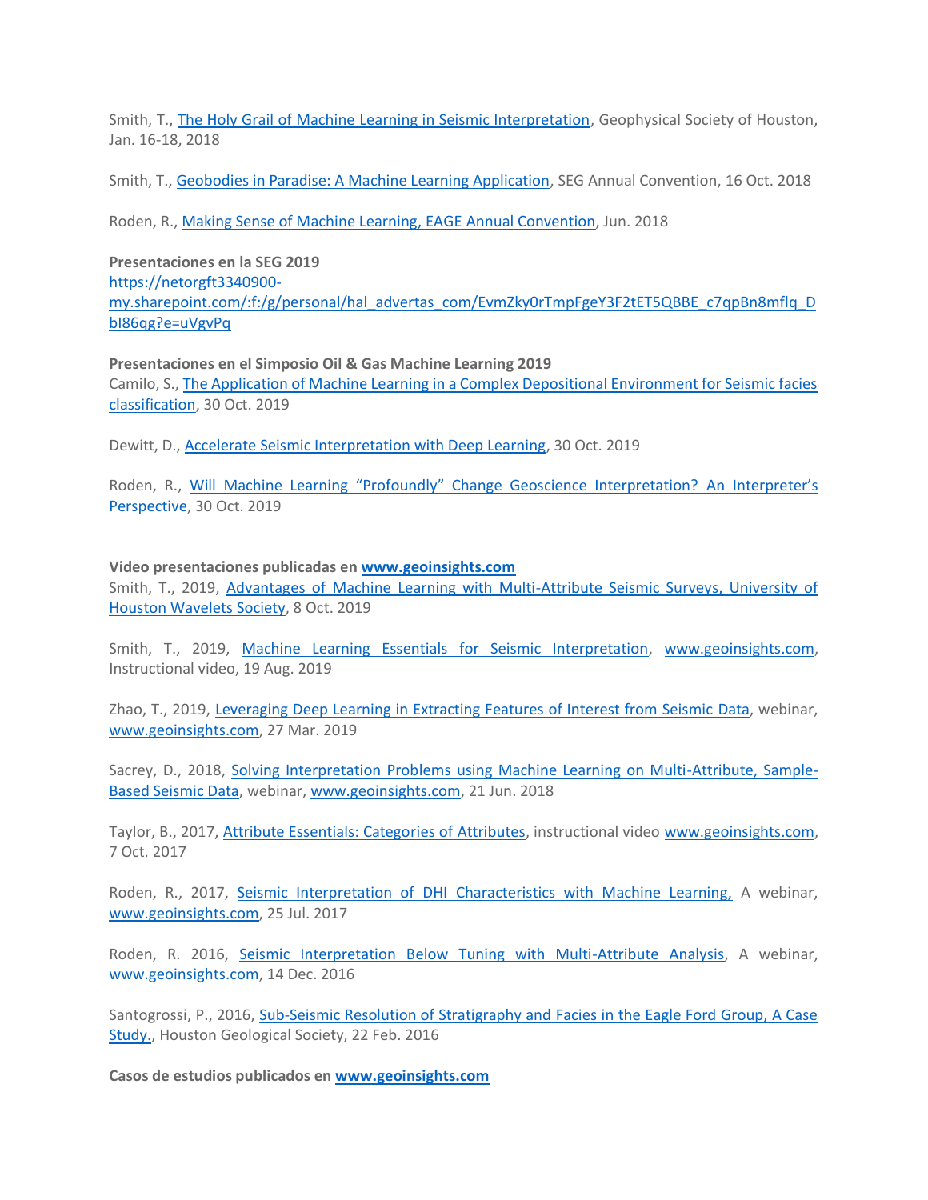Smith, T., The Holy Grail of Machine Learning in Seismic Interpretation, Geophysical Society of Houston, Jan. 16-18, 2018

Smith, T., Geobodies in Paradise: A Machine Learning Application, SEG Annual Convention, 16 Oct. 2018

Roden, R., Making Sense of Machine Learning, EAGE Annual Convention, Jun. 2018

**Presentaciones en la SEG 2019**
https://netorgft3340900-my.sharepoint.com/:f:/g/personal/hal_advertas_com/EvmZky0rTmpFgeY3F2tET5QBBE_c7qpBn8mflq_DbI86qg?e=uVgvPq

**Presentaciones en el Simposio Oil & Gas Machine Learning 2019**
Camilo, S., The Application of Machine Learning in a Complex Depositional Environment for Seismic facies classification, 30 Oct. 2019

Dewitt, D., Accelerate Seismic Interpretation with Deep Learning, 30 Oct. 2019

Roden, R., Will Machine Learning "Profoundly" Change Geoscience Interpretation? An Interpreter's Perspective, 30 Oct. 2019

**Video presentaciones publicadas en www.geoinsights.com**
Smith, T., 2019, Advantages of Machine Learning with Multi-Attribute Seismic Surveys, University of Houston Wavelets Society, 8 Oct. 2019

Smith, T., 2019, Machine Learning Essentials for Seismic Interpretation, www.geoinsights.com, Instructional video, 19 Aug. 2019

Zhao, T., 2019, Leveraging Deep Learning in Extracting Features of Interest from Seismic Data, webinar, www.geoinsights.com, 27 Mar. 2019

Sacrey, D., 2018, Solving Interpretation Problems using Machine Learning on Multi-Attribute, Sample-Based Seismic Data, webinar, www.geoinsights.com, 21 Jun. 2018

Taylor, B., 2017, Attribute Essentials: Categories of Attributes, instructional video www.geoinsights.com, 7 Oct. 2017

Roden, R., 2017, Seismic Interpretation of DHI Characteristics with Machine Learning, A webinar, www.geoinsights.com, 25 Jul. 2017

Roden, R. 2016, Seismic Interpretation Below Tuning with Multi-Attribute Analysis, A webinar, www.geoinsights.com, 14 Dec. 2016

Santogrossi, P., 2016, Sub-Seismic Resolution of Stratigraphy and Facies in the Eagle Ford Group, A Case Study., Houston Geological Society, 22 Feb. 2016

**Casos de estudios publicados en www.geoinsights.com**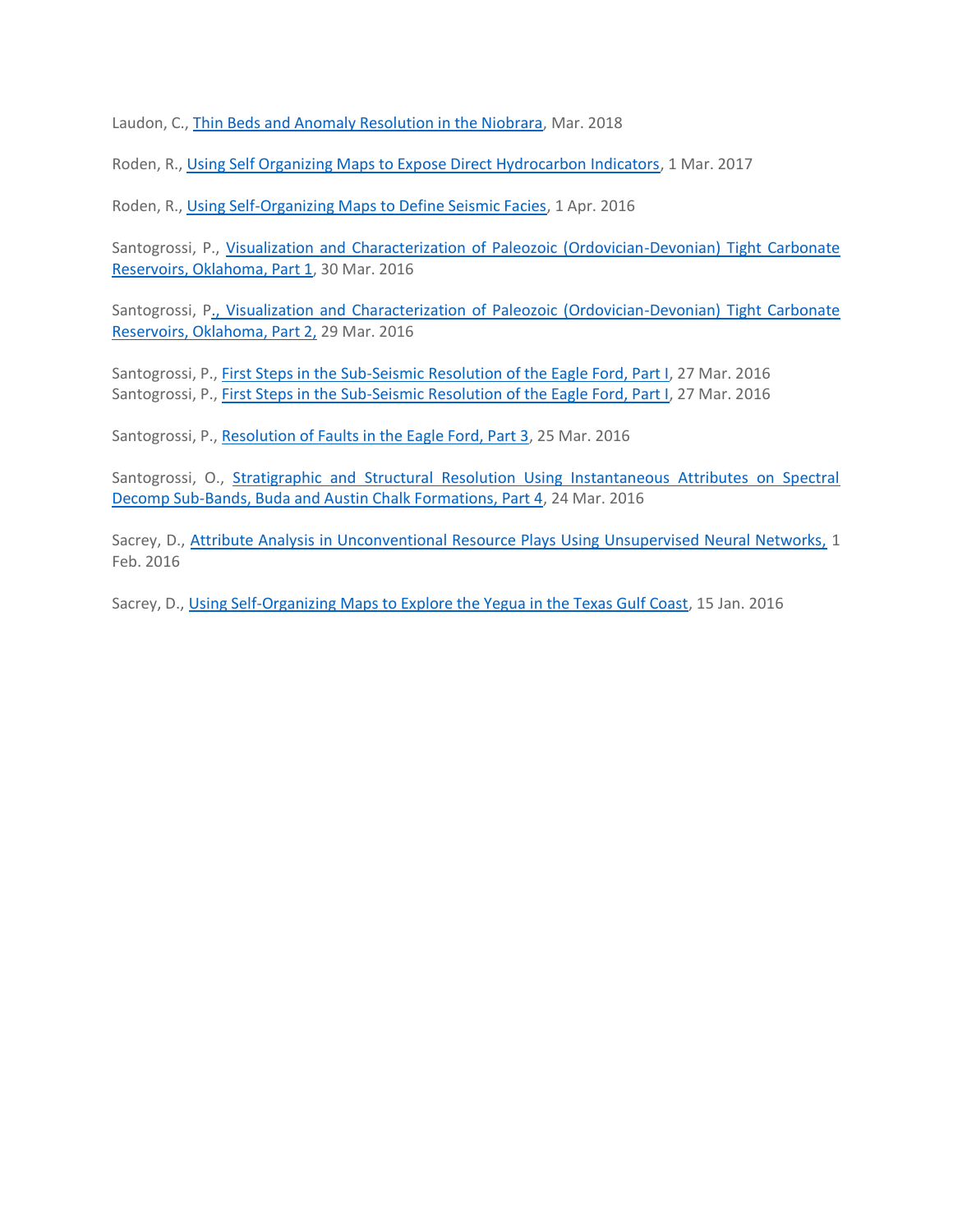Laudon, C., Thin Beds and Anomaly Resolution in the Niobrara, Mar. 2018

Roden, R., Using Self Organizing Maps to Expose Direct Hydrocarbon Indicators, 1 Mar. 2017

Roden, R., Using Self-Organizing Maps to Define Seismic Facies, 1 Apr. 2016

Santogrossi, P., Visualization and Characterization of Paleozoic (Ordovician-Devonian) Tight Carbonate Reservoirs, Oklahoma, Part 1, 30 Mar. 2016

Santogrossi, P., Visualization and Characterization of Paleozoic (Ordovician-Devonian) Tight Carbonate Reservoirs, Oklahoma, Part 2, 29 Mar. 2016

Santogrossi, P., First Steps in the Sub-Seismic Resolution of the Eagle Ford, Part I, 27 Mar. 2016
Santogrossi, P., First Steps in the Sub-Seismic Resolution of the Eagle Ford, Part I, 27 Mar. 2016

Santogrossi, P., Resolution of Faults in the Eagle Ford, Part 3, 25 Mar. 2016

Santogrossi, O., Stratigraphic and Structural Resolution Using Instantaneous Attributes on Spectral Decomp Sub-Bands, Buda and Austin Chalk Formations, Part 4, 24 Mar. 2016

Sacrey, D., Attribute Analysis in Unconventional Resource Plays Using Unsupervised Neural Networks, 1 Feb. 2016

Sacrey, D., Using Self-Organizing Maps to Explore the Yegua in the Texas Gulf Coast, 15 Jan. 2016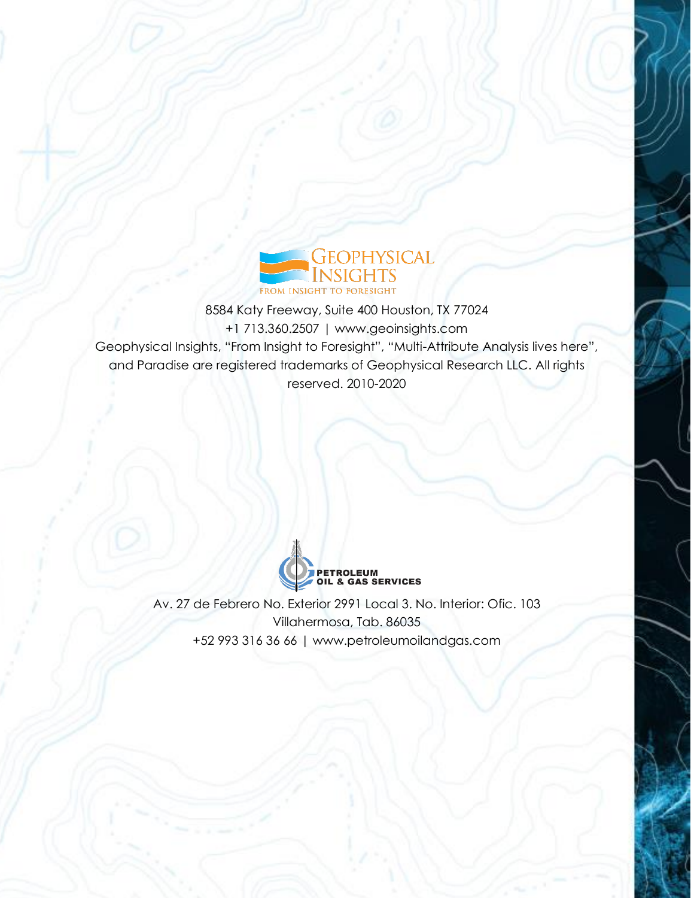GEOPHYSICAL INSIGHTS

FROM INSIGHT TO FORESIGHT

8584 Katy Freeway, Suite 400 Houston, TX 77024
+1 713.360.2507 | www.geoinsights.com
Geophysical Insights, "From Insight to Foresight", "Multi-Attribute Analysis lives here", and Paradise are registered trademarks of Geophysical Research LLC. All rights reserved. 2010-2020

PETROLEUM OIL & GAS SERVICES

Av. 27 de Febrero No. Exterior 2991 Local 3. No. Interior: Ofic. 103
Villahermosa, Tab. 86035
+52 993 316 36 66 | www.petroleumoilandgas.com